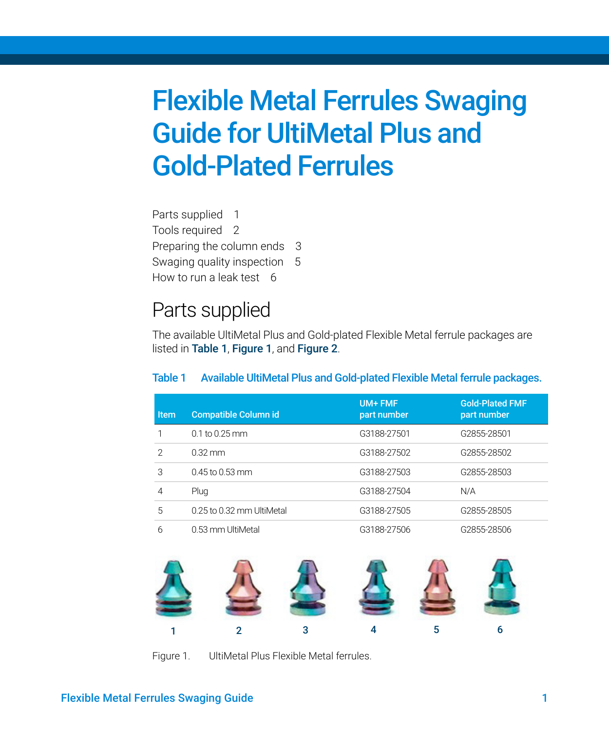# Flexible Metal Ferrules Swaging Guide for UltiMetal Plus and Gold-Plated Ferrules

Parts supplied 1
Tools required 2
Preparing the column ends 3
Swaging quality inspection 5
How to run a leak test 6

## Parts supplied

The available UltiMetal Plus and Gold-plated Flexible Metal ferrule packages are listed in **Table 1**, **Figure 1**, and **Figure 2**.

**Table 1 Available UltiMetal Plus and Gold-plated Flexible Metal ferrule packages.**

| Item | Compatible Column id | UM+ FMF part number | Gold-Plated FMF part number |
|---|---|---|---|
| 1 | 0.1 to 0.25 mm | G3188-27501 | G2855-28501 |
| 2 | 0.32 mm | G3188-27502 | G2855-28502 |
| 3 | 0.45 to 0.53 mm | G3188-27503 | G2855-28503 |
| 4 | Plug | G3188-27504 | N/A |
| 5 | 0.25 to 0.32 mm UltiMetal | G3188-27505 | G2855-28505 |
| 6 | 0.53 mm UltiMetal | G3188-27506 | G2855-28506 |

1 2 3 4 5 6

Figure 1. UltiMetal Plus Flexible Metal ferrules.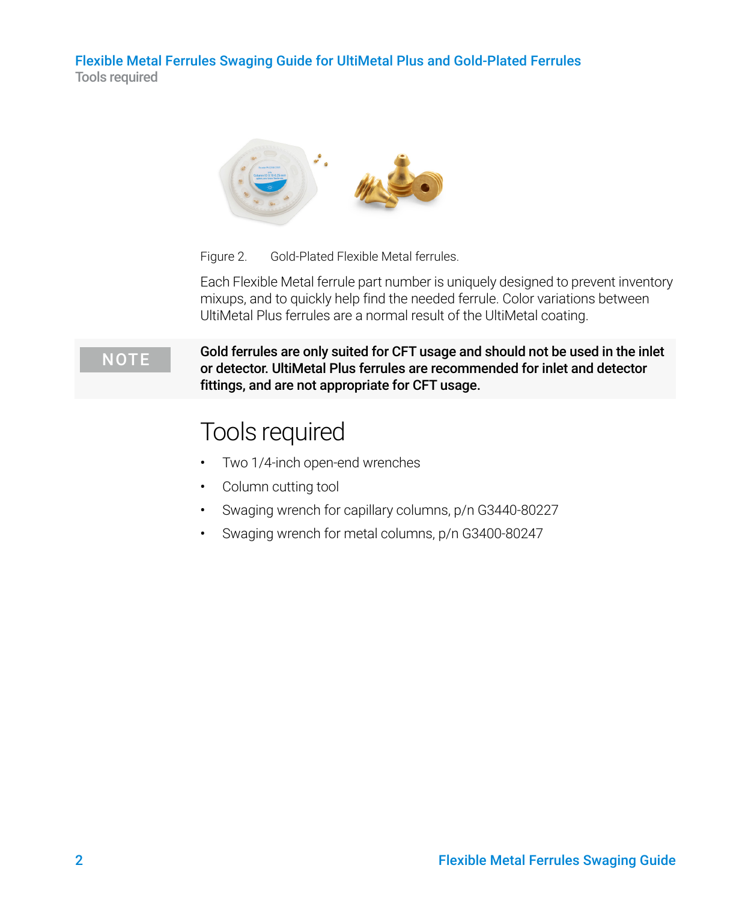Figure 2. Gold-Plated Flexible Metal ferrules.

Each Flexible Metal ferrule part number is uniquely designed to prevent inventory mixups, and to quickly help find the needed ferrule. Color variations between UltiMetal Plus ferrules are a normal result of the UltiMetal coating.

**NOTE** **Gold ferrules are only suited for CFT usage and should not be used in the inlet or detector. UltiMetal Plus ferrules are recommended for inlet and detector fittings, and are not appropriate for CFT usage.**

# Tools required

- Two 1/4-inch open-end wrenches
- Column cutting tool
- Swaging wrench for capillary columns, p/n G3440-80227
- Swaging wrench for metal columns, p/n G3400-80247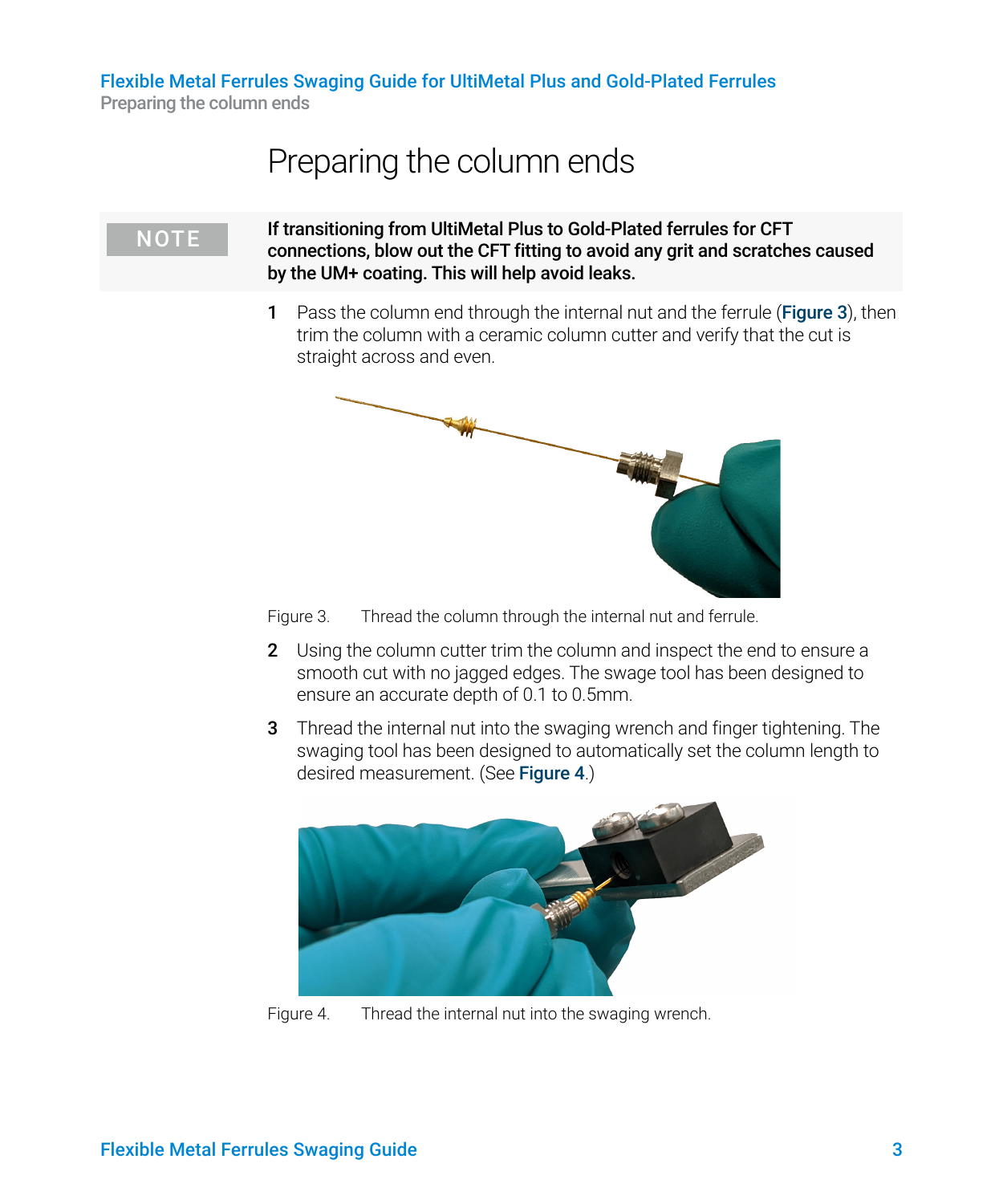# Preparing the column ends

**NOTE**

**If transitioning from UltiMetal Plus to Gold-Plated ferrules for CFT connections, blow out the CFT fitting to avoid any grit and scratches caused by the UM+ coating. This will help avoid leaks.**

1. Pass the column end through the internal nut and the ferrule (**Figure 3**), then trim the column with a ceramic column cutter and verify that the cut is straight across and even.

Figure 3. Thread the column through the internal nut and ferrule.

2. Using the column cutter trim the column and inspect the end to ensure a smooth cut with no jagged edges. The swage tool has been designed to ensure an accurate depth of 0.1 to 0.5mm.

3. Thread the internal nut into the swaging wrench and finger tightening. The swaging tool has been designed to automatically set the column length to desired measurement. (See **Figure 4**.)

Figure 4. Thread the internal nut into the swaging wrench.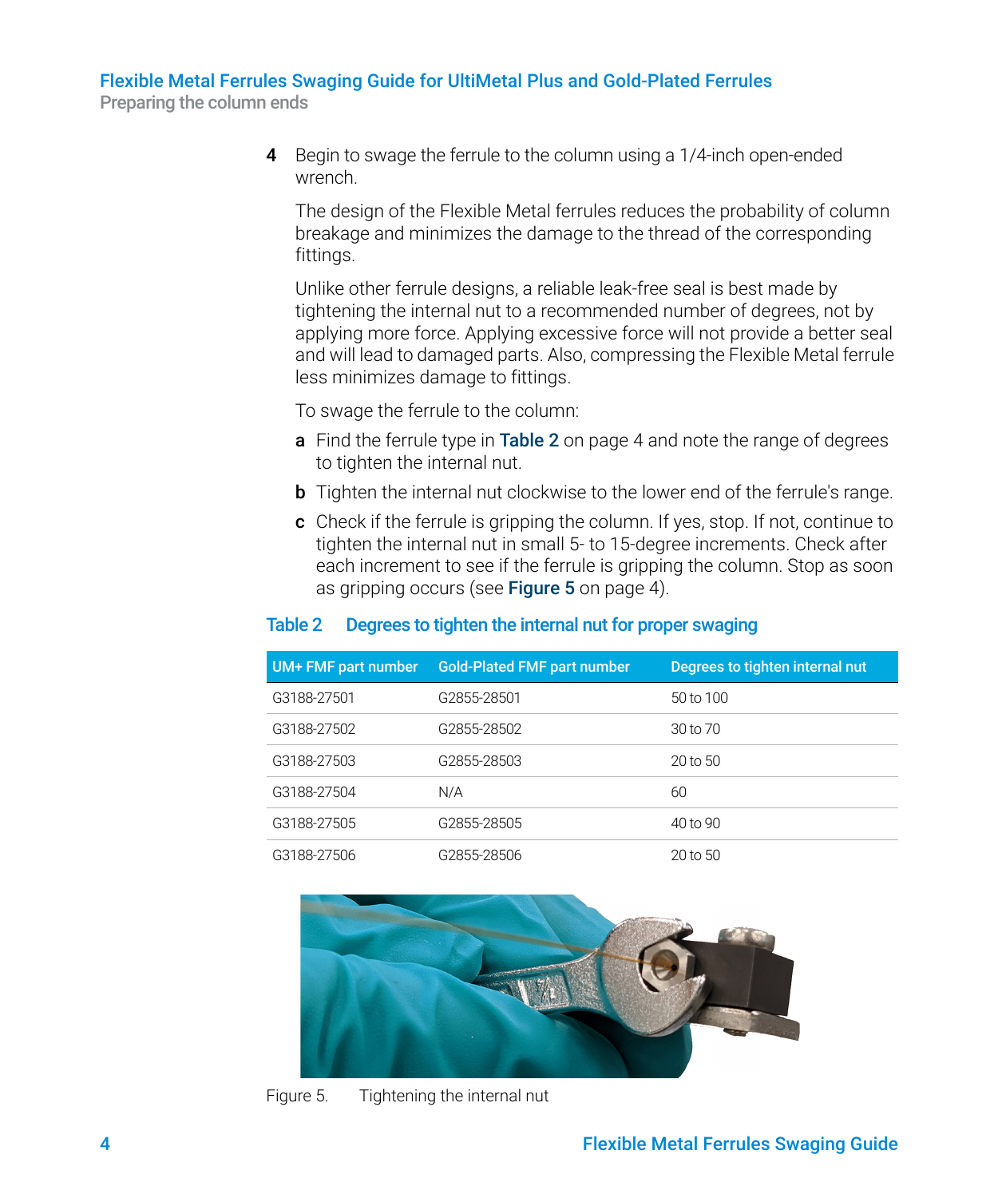4 Begin to swage the ferrule to the column using a 1/4-inch open-ended wrench.

The design of the Flexible Metal ferrules reduces the probability of column breakage and minimizes the damage to the thread of the corresponding fittings.

Unlike other ferrule designs, a reliable leak-free seal is best made by tightening the internal nut to a recommended number of degrees, not by applying more force. Applying excessive force will not provide a better seal and will lead to damaged parts. Also, compressing the Flexible Metal ferrule less minimizes damage to fittings.

To swage the ferrule to the column:

**a** Find the ferrule type in **Table 2** on page 4 and note the range of degrees to tighten the internal nut.

**b** Tighten the internal nut clockwise to the lower end of the ferrule's range.

**c** Check if the ferrule is gripping the column. If yes, stop. If not, continue to tighten the internal nut in small 5- to 15-degree increments. Check after each increment to see if the ferrule is gripping the column. Stop as soon as gripping occurs (see **Figure 5** on page 4).

**Table 2 Degrees to tighten the internal nut for proper swaging**

| UM+ FMF part number | Gold-Plated FMF part number | Degrees to tighten internal nut |
|---|---|---|
| G3188-27501 | G2855-28501 | 50 to 100 |
| G3188-27502 | G2855-28502 | 30 to 70 |
| G3188-27503 | G2855-28503 | 20 to 50 |
| G3188-27504 | N/A | 60 |
| G3188-27505 | G2855-28505 | 40 to 90 |
| G3188-27506 | G2855-28506 | 20 to 50 |

Figure 5. Tightening the internal nut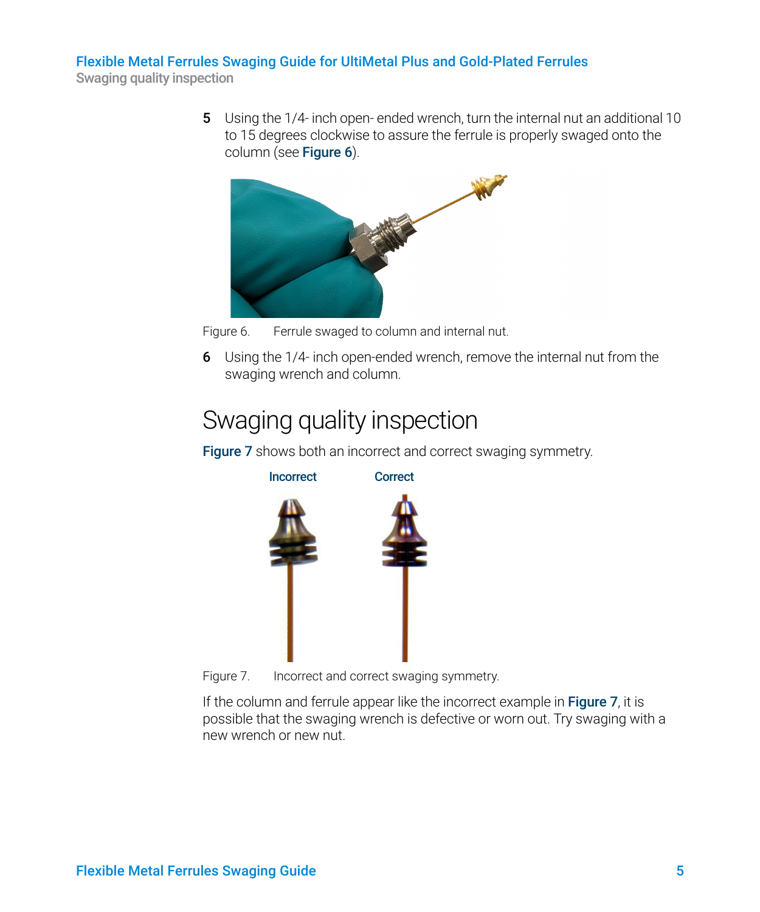5. Using the 1/4- inch open- ended wrench, turn the internal nut an additional 10 to 15 degrees clockwise to assure the ferrule is properly swaged onto the column (see **Figure 6**).

Figure 6. Ferrule swaged to column and internal nut.

6. Using the 1/4- inch open-ended wrench, remove the internal nut from the swaging wrench and column.

## Swaging quality inspection

**Figure 7** shows both an incorrect and correct swaging symmetry.

Figure 7. Incorrect and correct swaging symmetry.

If the column and ferrule appear like the incorrect example in **Figure 7**, it is possible that the swaging wrench is defective or worn out. Try swaging with a new wrench or new nut.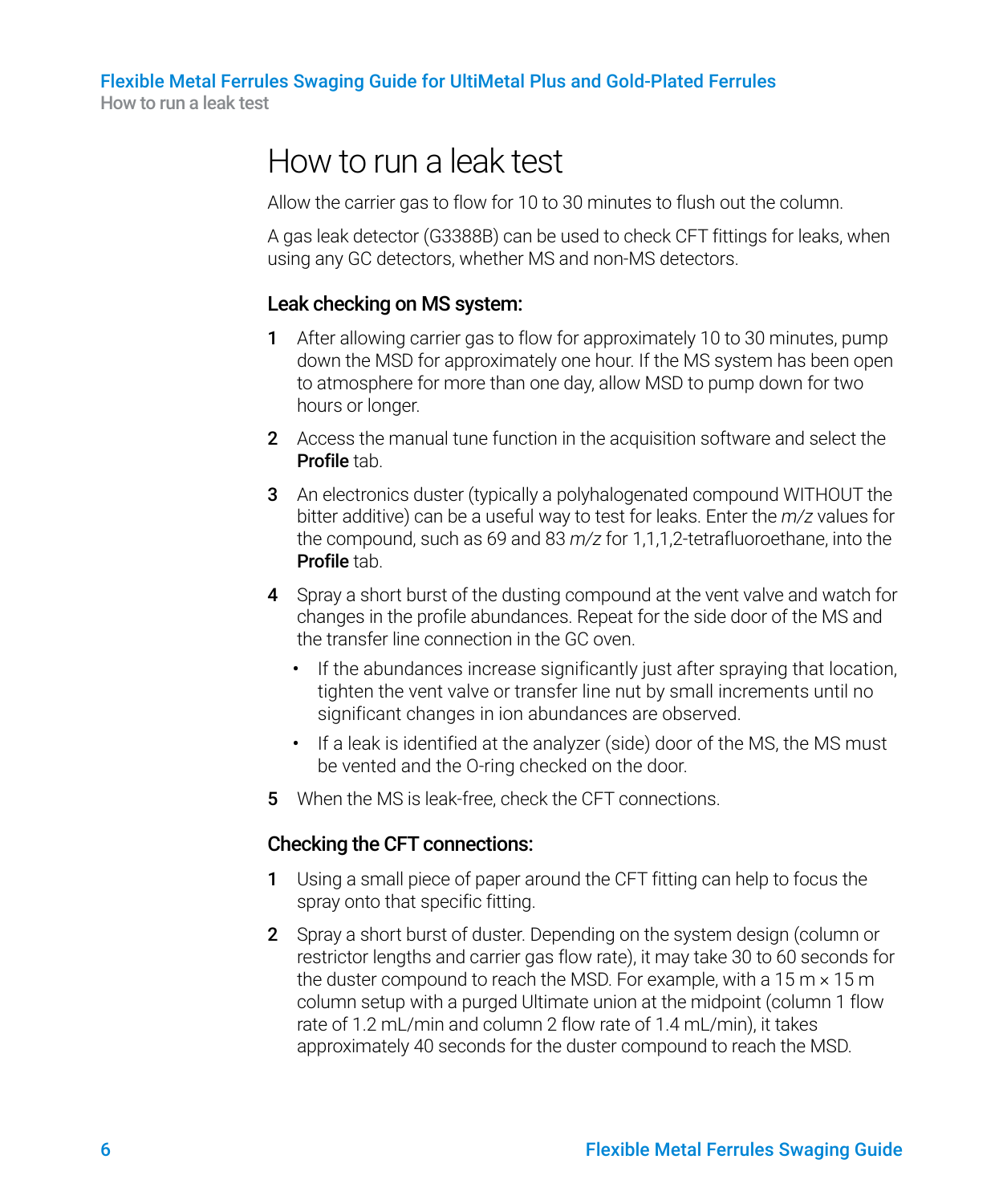# How to run a leak test

Allow the carrier gas to flow for 10 to 30 minutes to flush out the column.

A gas leak detector (G3388B) can be used to check CFT fittings for leaks, when using any GC detectors, whether MS and non-MS detectors.

### Leak checking on MS system:

1. After allowing carrier gas to flow for approximately 10 to 30 minutes, pump down the MSD for approximately one hour. If the MS system has been open to atmosphere for more than one day, allow MSD to pump down for two hours or longer.
2. Access the manual tune function in the acquisition software and select the **Profile** tab.
3. An electronics duster (typically a polyhalogenated compound WITHOUT the bitter additive) can be a useful way to test for leaks. Enter the *m/z* values for the compound, such as 69 and 83 *m/z* for 1,1,1,2-tetrafluoroethane, into the **Profile** tab.
4. Spray a short burst of the dusting compound at the vent valve and watch for changes in the profile abundances. Repeat for the side door of the MS and the transfer line connection in the GC oven.
   - If the abundances increase significantly just after spraying that location, tighten the vent valve or transfer line nut by small increments until no significant changes in ion abundances are observed.
   - If a leak is identified at the analyzer (side) door of the MS, the MS must be vented and the O-ring checked on the door.
5. When the MS is leak-free, check the CFT connections.

### Checking the CFT connections:

1. Using a small piece of paper around the CFT fitting can help to focus the spray onto that specific fitting.
2. Spray a short burst of duster. Depending on the system design (column or restrictor lengths and carrier gas flow rate), it may take 30 to 60 seconds for the duster compound to reach the MSD. For example, with a 15 m × 15 m column setup with a purged Ultimate union at the midpoint (column 1 flow rate of 1.2 mL/min and column 2 flow rate of 1.4 mL/min), it takes approximately 40 seconds for the duster compound to reach the MSD.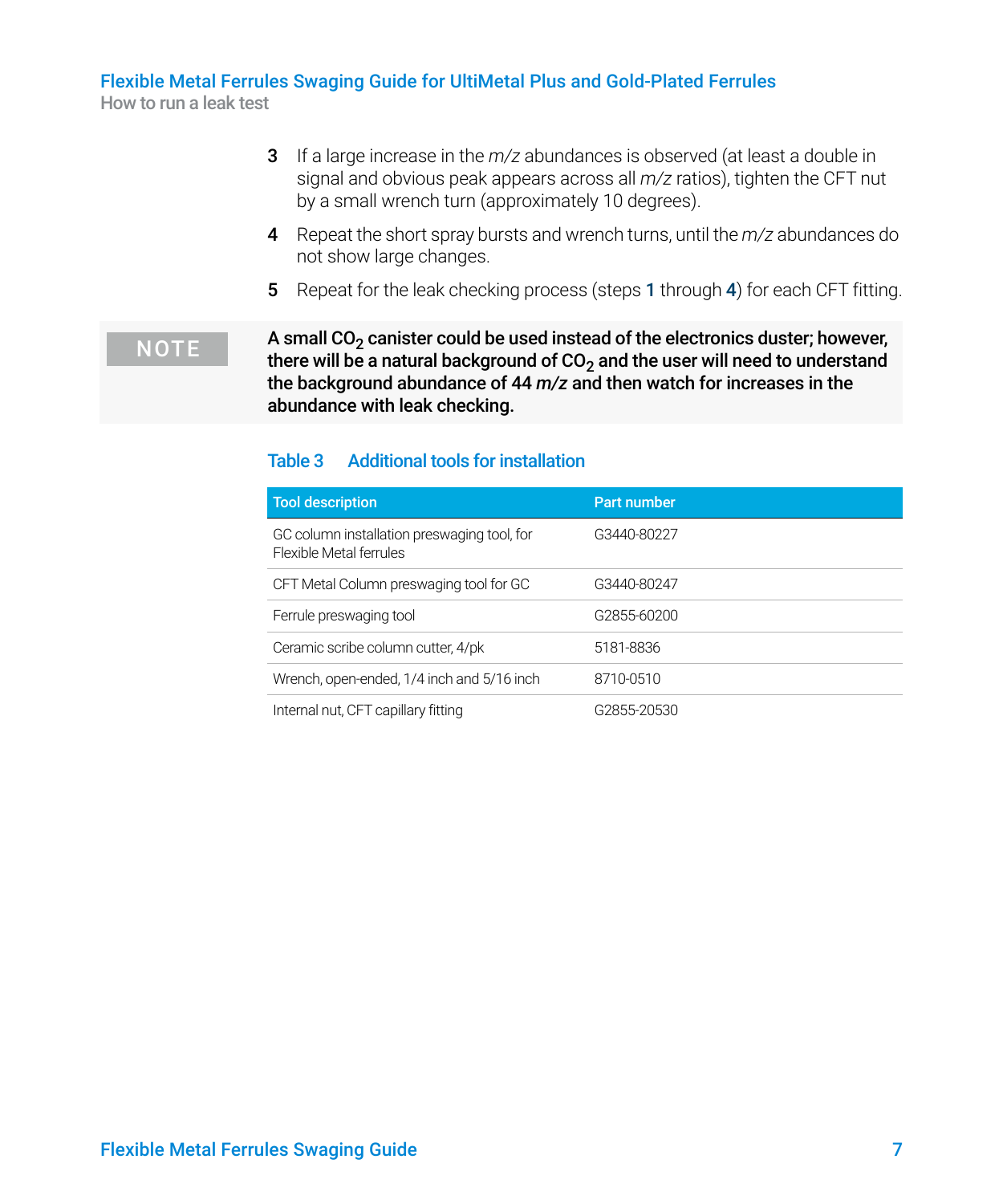3. If a large increase in the *m/z* abundances is observed (at least a double in signal and obvious peak appears across all *m/z* ratios), tighten the CFT nut by a small wrench turn (approximately 10 degrees).
4. Repeat the short spray bursts and wrench turns, until the *m/z* abundances do not show large changes.
5. Repeat for the leak checking process (steps **1** through **4**) for each CFT fitting.

**NOTE**

**A small $CO_2$ canister could be used instead of the electronics duster; however, there will be a natural background of $CO_2$ and the user will need to understand the background abundance of 44 *m/z* and then watch for increases in the abundance with leak checking.**

**Table 3 Additional tools for installation**

| Tool description | Part number |
| --- | --- |
| GC column installation preswaging tool, for Flexible Metal ferrules | G3440-80227 |
| CFT Metal Column preswaging tool for GC | G3440-80247 |
| Ferrule preswaging tool | G2855-60200 |
| Ceramic scribe column cutter, 4/pk | 5181-8836 |
| Wrench, open-ended, 1/4 inch and 5/16 inch | 8710-0510 |
| Internal nut, CFT capillary fitting | G2855-20530 |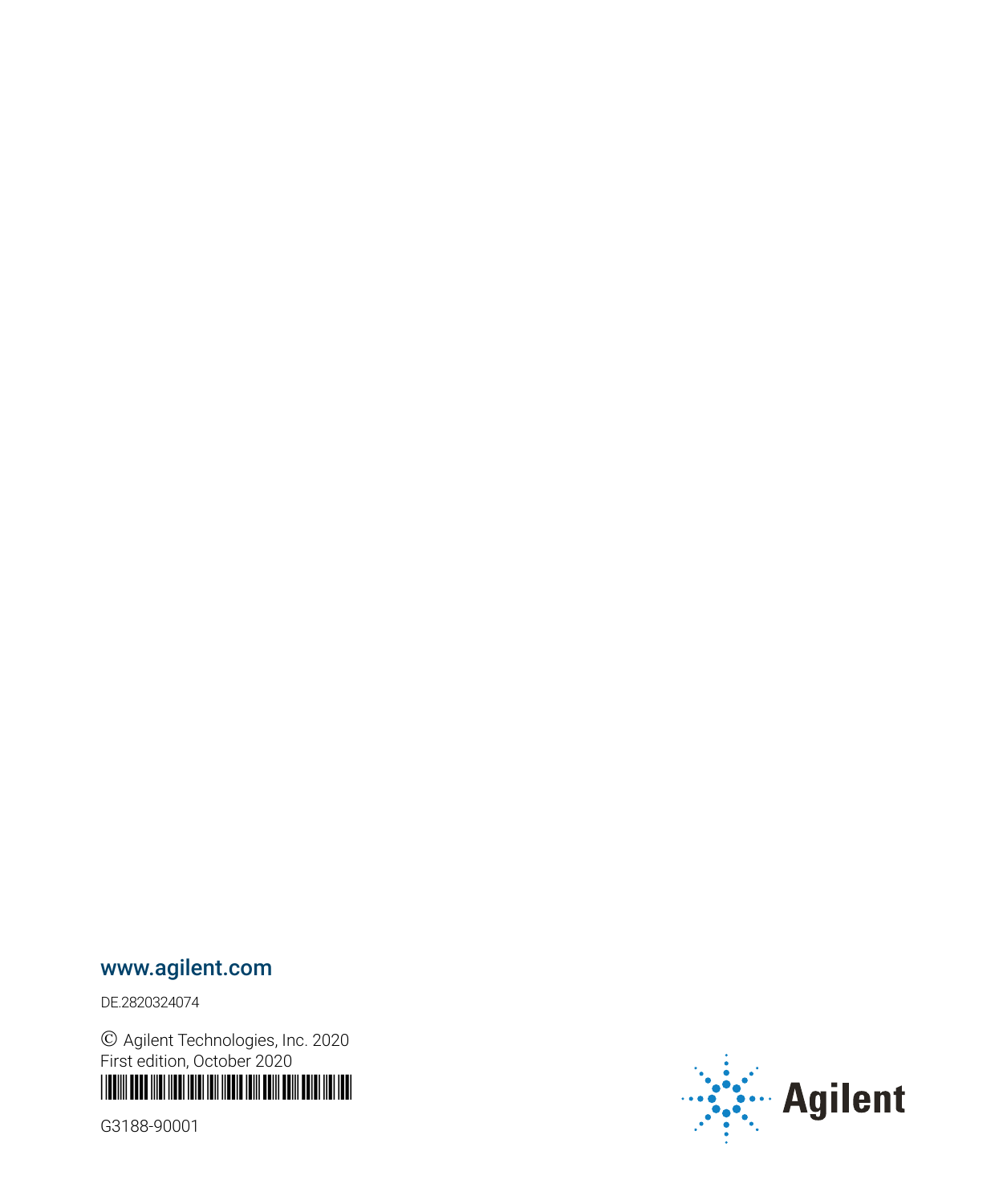www.agilent.com

DE.2820324074

© Agilent Technologies, Inc. 2020
First edition, October 2020

G3188-90001

Agilent